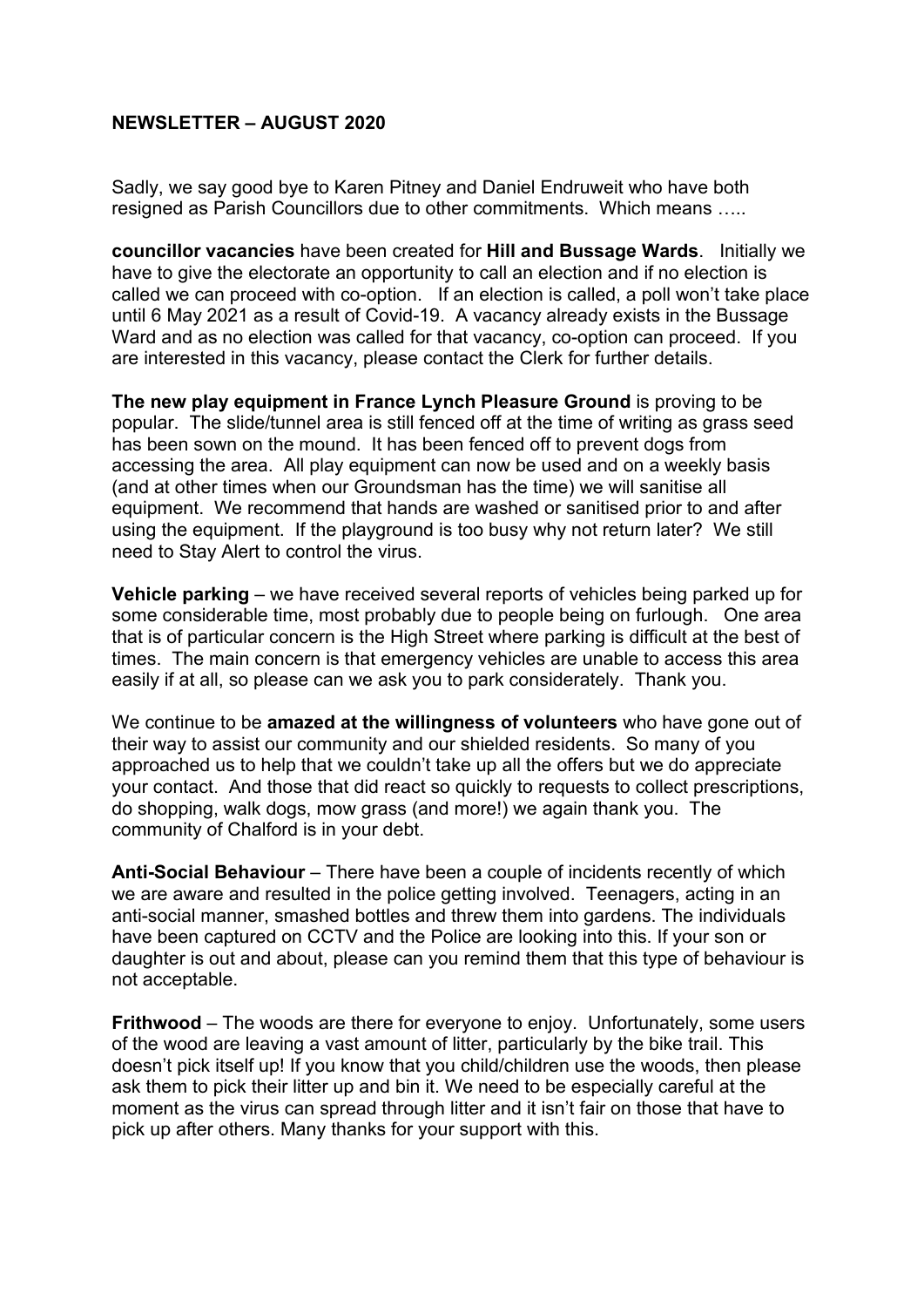**NEWSLETTER – AUGUST 2020**

Sadly, we say good bye to Karen Pitney and Daniel Endruweit who have both resigned as Parish Councillors due to other commitments. Which means …..

**councillor vacancies** have been created for **Hill and Bussage Wards**. Initially we have to give the electorate an opportunity to call an election and if no election is called we can proceed with co-option. If an election is called, a poll won't take place until 6 May 2021 as a result of Covid-19. A vacancy already exists in the Bussage Ward and as no election was called for that vacancy, co-option can proceed. If you are interested in this vacancy, please contact the Clerk for further details.

**The new play equipment in France Lynch Pleasure Ground** is proving to be popular. The slide/tunnel area is still fenced off at the time of writing as grass seed has been sown on the mound. It has been fenced off to prevent dogs from accessing the area. All play equipment can now be used and on a weekly basis (and at other times when our Groundsman has the time) we will sanitise all equipment. We recommend that hands are washed or sanitised prior to and after using the equipment. If the playground is too busy why not return later? We still need to Stay Alert to control the virus.

**Vehicle parking** – we have received several reports of vehicles being parked up for some considerable time, most probably due to people being on furlough. One area that is of particular concern is the High Street where parking is difficult at the best of times. The main concern is that emergency vehicles are unable to access this area easily if at all, so please can we ask you to park considerately. Thank you.

We continue to be **amazed at the willingness of volunteers** who have gone out of their way to assist our community and our shielded residents. So many of you approached us to help that we couldn't take up all the offers but we do appreciate your contact. And those that did react so quickly to requests to collect prescriptions, do shopping, walk dogs, mow grass (and more!) we again thank you. The community of Chalford is in your debt.

**Anti-Social Behaviour** – There have been a couple of incidents recently of which we are aware and resulted in the police getting involved. Teenagers, acting in an anti-social manner, smashed bottles and threw them into gardens. The individuals have been captured on CCTV and the Police are looking into this. If your son or daughter is out and about, please can you remind them that this type of behaviour is not acceptable.

**Frithwood** – The woods are there for everyone to enjoy. Unfortunately, some users of the wood are leaving a vast amount of litter, particularly by the bike trail. This doesn't pick itself up! If you know that you child/children use the woods, then please ask them to pick their litter up and bin it. We need to be especially careful at the moment as the virus can spread through litter and it isn't fair on those that have to pick up after others. Many thanks for your support with this.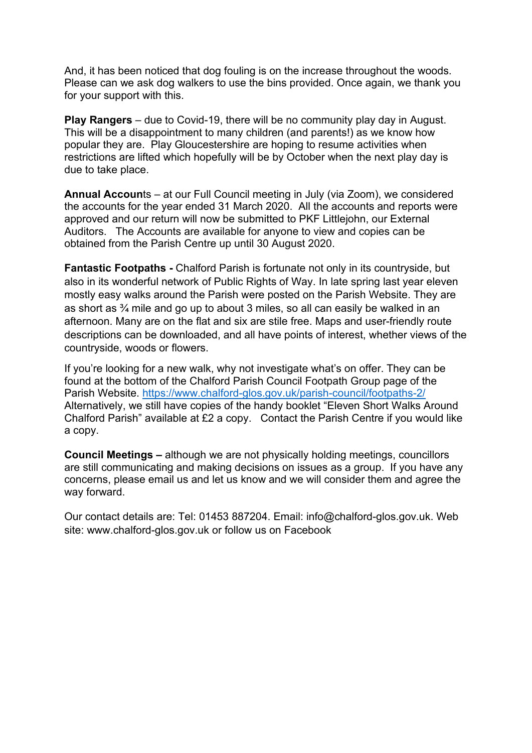And, it has been noticed that dog fouling is on the increase throughout the woods. Please can we ask dog walkers to use the bins provided. Once again, we thank you for your support with this.

**Play Rangers** – due to Covid-19, there will be no community play day in August. This will be a disappointment to many children (and parents!) as we know how popular they are. Play Gloucestershire are hoping to resume activities when restrictions are lifted which hopefully will be by October when the next play day is due to take place.

**Annual Accoun**ts – at our Full Council meeting in July (via Zoom), we considered the accounts for the year ended 31 March 2020. All the accounts and reports were approved and our return will now be submitted to PKF Littlejohn, our External Auditors. The Accounts are available for anyone to view and copies can be obtained from the Parish Centre up until 30 August 2020.

**Fantastic Footpaths -** Chalford Parish is fortunate not only in its countryside, but also in its wonderful network of Public Rights of Way. In late spring last year eleven mostly easy walks around the Parish were posted on the Parish Website. They are as short as ¾ mile and go up to about 3 miles, so all can easily be walked in an afternoon. Many are on the flat and six are stile free. Maps and user-friendly route descriptions can be downloaded, and all have points of interest, whether views of the countryside, woods or flowers.

If you're looking for a new walk, why not investigate what's on offer. They can be found at the bottom of the Chalford Parish Council Footpath Group page of the Parish Website. https://www.chalford-glos.gov.uk/parish-council/footpaths-2/ Alternatively, we still have copies of the handy booklet "Eleven Short Walks Around Chalford Parish" available at £2 a copy. Contact the Parish Centre if you would like a copy.

**Council Meetings –** although we are not physically holding meetings, councillors are still communicating and making decisions on issues as a group. If you have any concerns, please email us and let us know and we will consider them and agree the way forward.

Our contact details are: Tel: 01453 887204. Email: info@chalford-glos.gov.uk. Web site: www.chalford-glos.gov.uk or follow us on Facebook